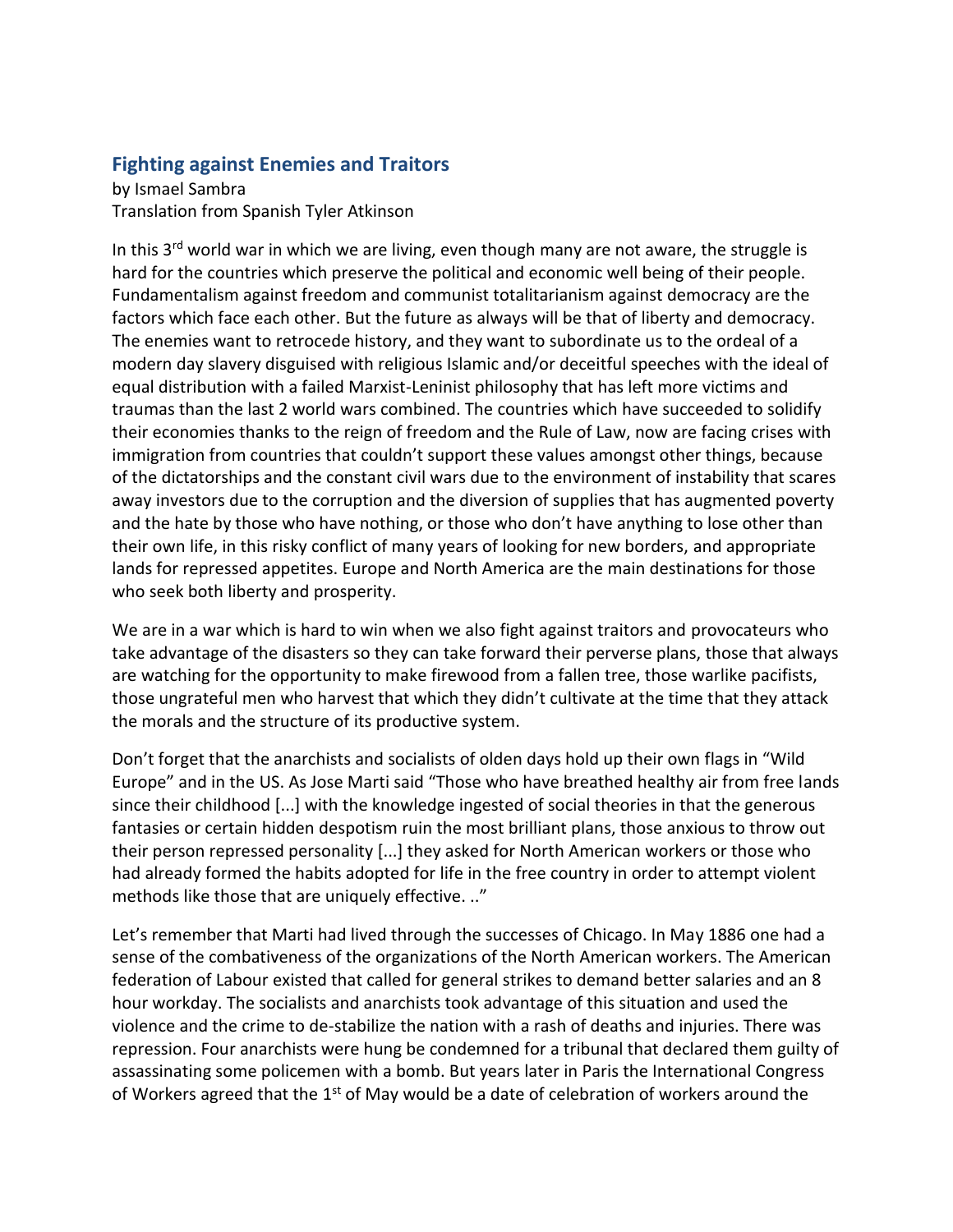## Fighting against Enemies and Traitors

by Ismael Sambra
Translation from Spanish Tyler Atkinson

In this 3rd world war in which we are living, even though many are not aware, the struggle is hard for the countries which preserve the political and economic well being of their people. Fundamentalism against freedom and communist totalitarianism against democracy are the factors which face each other. But the future as always will be that of liberty and democracy. The enemies want to retrocede history, and they want to subordinate us to the ordeal of a modern day slavery disguised with religious Islamic and/or deceitful speeches with the ideal of equal distribution with a failed Marxist-Leninist philosophy that has left more victims and traumas than the last 2 world wars combined. The countries which have succeeded to solidify their economies thanks to the reign of freedom and the Rule of Law, now are facing crises with immigration from countries that couldn't support these values amongst other things, because of the dictatorships and the constant civil wars due to the environment of instability that scares away investors due to the corruption and the diversion of supplies that has augmented poverty and the hate by those who have nothing, or those who don't have anything to lose other than their own life, in this risky conflict of many years of looking for new borders, and appropriate lands for repressed appetites. Europe and North America are the main destinations for those who seek both liberty and prosperity.

We are in a war which is hard to win when we also fight against traitors and provocateurs who take advantage of the disasters so they can take forward their perverse plans, those that always are watching for the opportunity to make firewood from a fallen tree, those warlike pacifists, those ungrateful men who harvest that which they didn't cultivate at the time that they attack the morals and the structure of its productive system.

Don't forget that the anarchists and socialists of olden days hold up their own flags in "Wild Europe" and in the US. As Jose Marti said "Those who have breathed healthy air from free lands since their childhood [...] with the knowledge ingested of social theories in that the generous fantasies or certain hidden despotism ruin the most brilliant plans, those anxious to throw out their person repressed personality [...] they asked for North American workers or those who had already formed the habits adopted for life in the free country in order to attempt violent methods like those that are uniquely effective. .."

Let's remember that Marti had lived through the successes of Chicago. In May 1886 one had a sense of the combativeness of the organizations of the North American workers. The American federation of Labour existed that called for general strikes to demand better salaries and an 8 hour workday. The socialists and anarchists took advantage of this situation and used the violence and the crime to de-stabilize the nation with a rash of deaths and injuries. There was repression. Four anarchists were hung be condemned for a tribunal that declared them guilty of assassinating some policemen with a bomb. But years later in Paris the International Congress of Workers agreed that the 1st of May would be a date of celebration of workers around the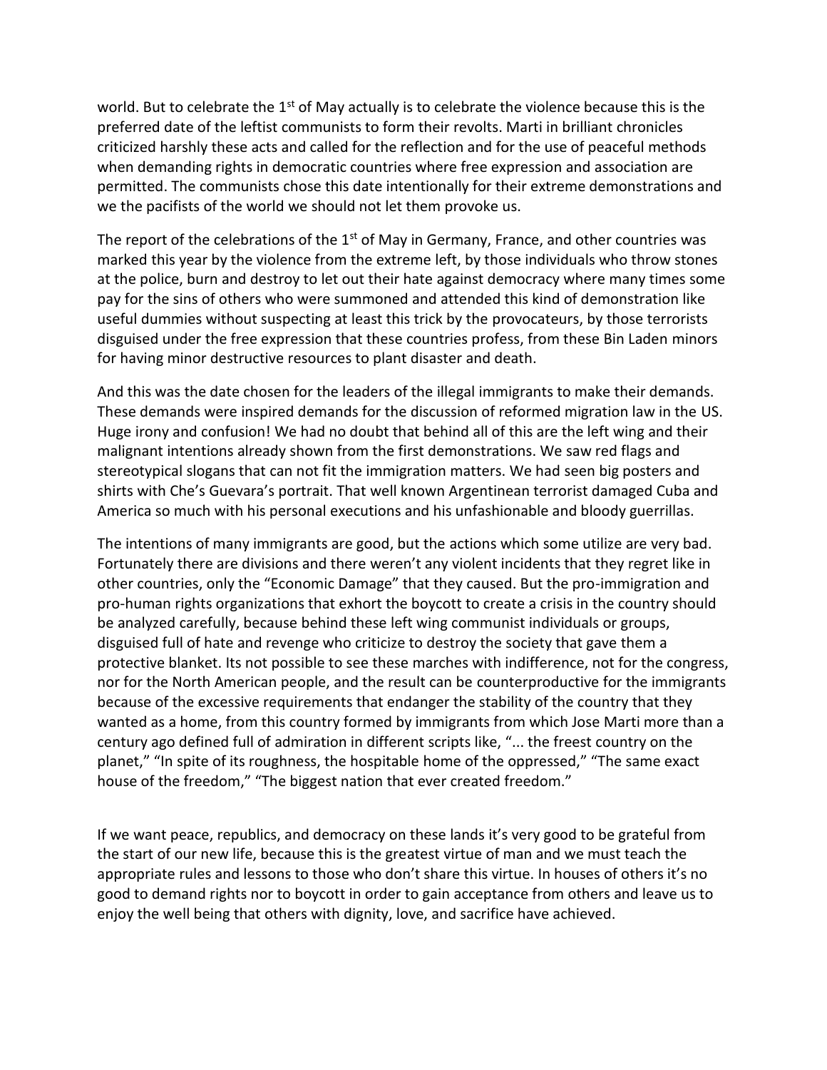world. But to celebrate the 1st of May actually is to celebrate the violence because this is the preferred date of the leftist communists to form their revolts. Marti in brilliant chronicles criticized harshly these acts and called for the reflection and for the use of peaceful methods when demanding rights in democratic countries where free expression and association are permitted. The communists chose this date intentionally for their extreme demonstrations and we the pacifists of the world we should not let them provoke us.

The report of the celebrations of the 1st of May in Germany, France, and other countries was marked this year by the violence from the extreme left, by those individuals who throw stones at the police, burn and destroy to let out their hate against democracy where many times some pay for the sins of others who were summoned and attended this kind of demonstration like useful dummies without suspecting at least this trick by the provocateurs, by those terrorists disguised under the free expression that these countries profess, from these Bin Laden minors for having minor destructive resources to plant disaster and death.

And this was the date chosen for the leaders of the illegal immigrants to make their demands. These demands were inspired demands for the discussion of reformed migration law in the US. Huge irony and confusion! We had no doubt that behind all of this are the left wing and their malignant intentions already shown from the first demonstrations. We saw red flags and stereotypical slogans that can not fit the immigration matters. We had seen big posters and shirts with Che's Guevara's portrait. That well known Argentinean terrorist damaged Cuba and America so much with his personal executions and his unfashionable and bloody guerrillas.

The intentions of many immigrants are good, but the actions which some utilize are very bad. Fortunately there are divisions and there weren't any violent incidents that they regret like in other countries, only the "Economic Damage" that they caused. But the pro-immigration and pro-human rights organizations that exhort the boycott to create a crisis in the country should be analyzed carefully, because behind these left wing communist individuals or groups, disguised full of hate and revenge who criticize to destroy the society that gave them a protective blanket. Its not possible to see these marches with indifference, not for the congress, nor for the North American people, and the result can be counterproductive for the immigrants because of the excessive requirements that endanger the stability of the country that they wanted as a home, from this country formed by immigrants from which Jose Marti more than a century ago defined full of admiration in different scripts like, "... the freest country on the planet," "In spite of its roughness, the hospitable home of the oppressed," "The same exact house of the freedom," "The biggest nation that ever created freedom."

If we want peace, republics, and democracy on these lands it's very good to be grateful from the start of our new life, because this is the greatest virtue of man and we must teach the appropriate rules and lessons to those who don't share this virtue. In houses of others it's no good to demand rights nor to boycott in order to gain acceptance from others and leave us to enjoy the well being that others with dignity, love, and sacrifice have achieved.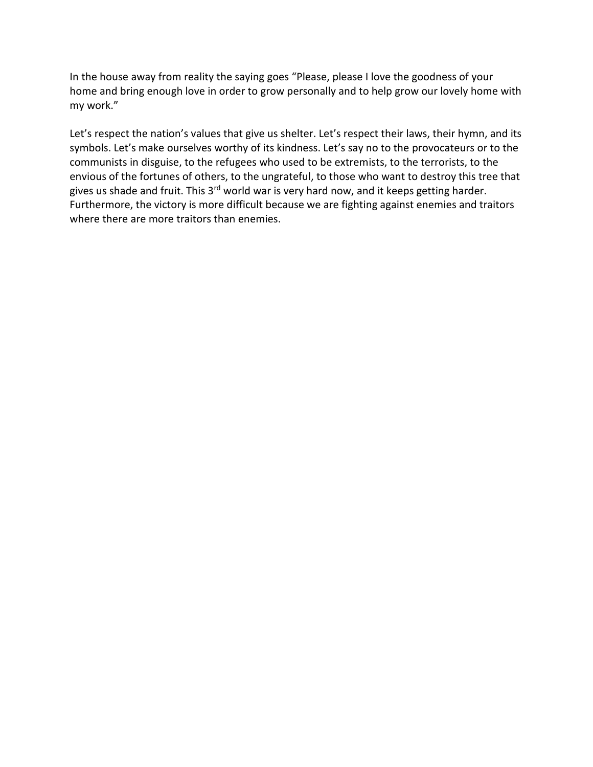In the house away from reality the saying goes "Please, please I love the goodness of your home and bring enough love in order to grow personally and to help grow our lovely home with my work."

Let's respect the nation's values that give us shelter. Let's respect their laws, their hymn, and its symbols. Let's make ourselves worthy of its kindness. Let's say no to the provocateurs or to the communists in disguise, to the refugees who used to be extremists, to the terrorists, to the envious of the fortunes of others, to the ungrateful, to those who want to destroy this tree that gives us shade and fruit. This 3rd world war is very hard now, and it keeps getting harder. Furthermore, the victory is more difficult because we are fighting against enemies and traitors where there are more traitors than enemies.